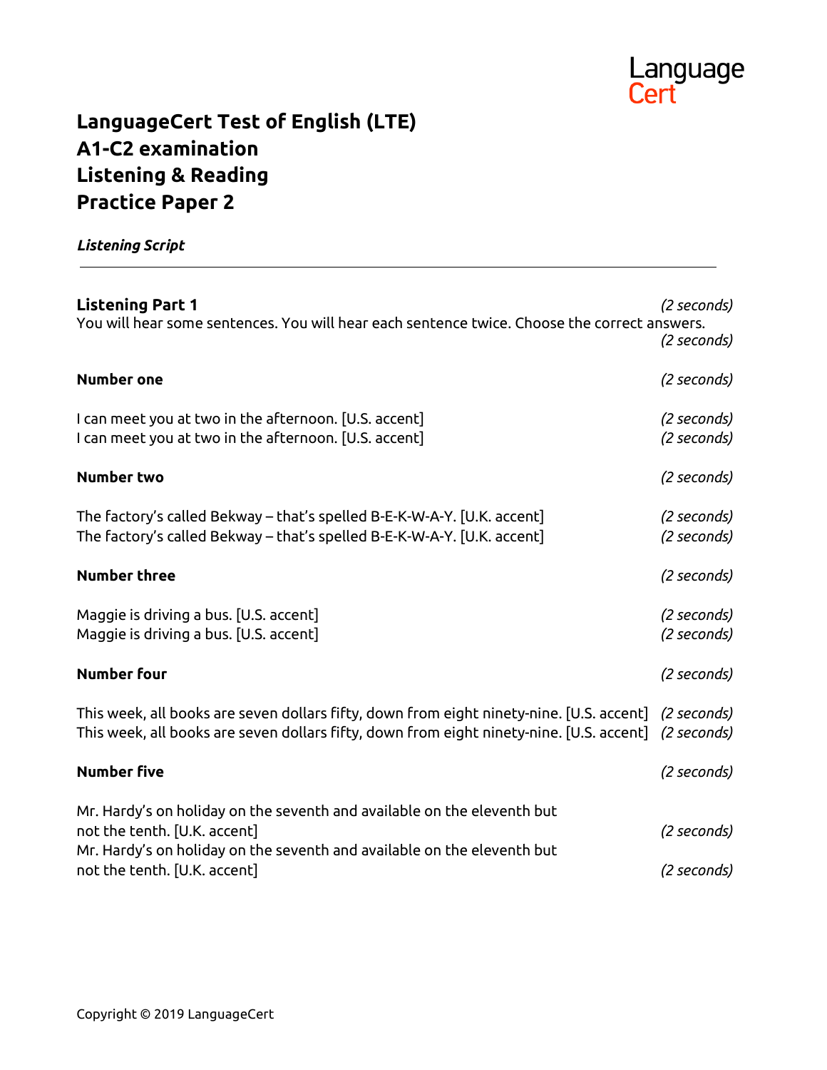# LanguageCert Test of English (LTE)
# A1-C2 examination
# Listening & Reading
# Practice Paper 2

***Listening Script***

---

**Listening Part 1** *(2 seconds)*

You will hear some sentences. You will hear each sentence twice. Choose the correct answers. *(2 seconds)*

**Number one** *(2 seconds)*

I can meet you at two in the afternoon. [U.S. accent] *(2 seconds)*
I can meet you at two in the afternoon. [U.S. accent] *(2 seconds)*

**Number two** *(2 seconds)*

The factory's called Bekway – that's spelled B-E-K-W-A-Y. [U.K. accent] *(2 seconds)*
The factory's called Bekway – that's spelled B-E-K-W-A-Y. [U.K. accent] *(2 seconds)*

**Number three** *(2 seconds)*

Maggie is driving a bus. [U.S. accent] *(2 seconds)*
Maggie is driving a bus. [U.S. accent] *(2 seconds)*

**Number four** *(2 seconds)*

This week, all books are seven dollars fifty, down from eight ninety-nine. [U.S. accent] *(2 seconds)*
This week, all books are seven dollars fifty, down from eight ninety-nine. [U.S. accent] *(2 seconds)*

**Number five** *(2 seconds)*

Mr. Hardy's on holiday on the seventh and available on the eleventh but not the tenth. [U.K. accent] *(2 seconds)*
Mr. Hardy's on holiday on the seventh and available on the eleventh but not the tenth. [U.K. accent] *(2 seconds)*

Copyright © 2019 LanguageCert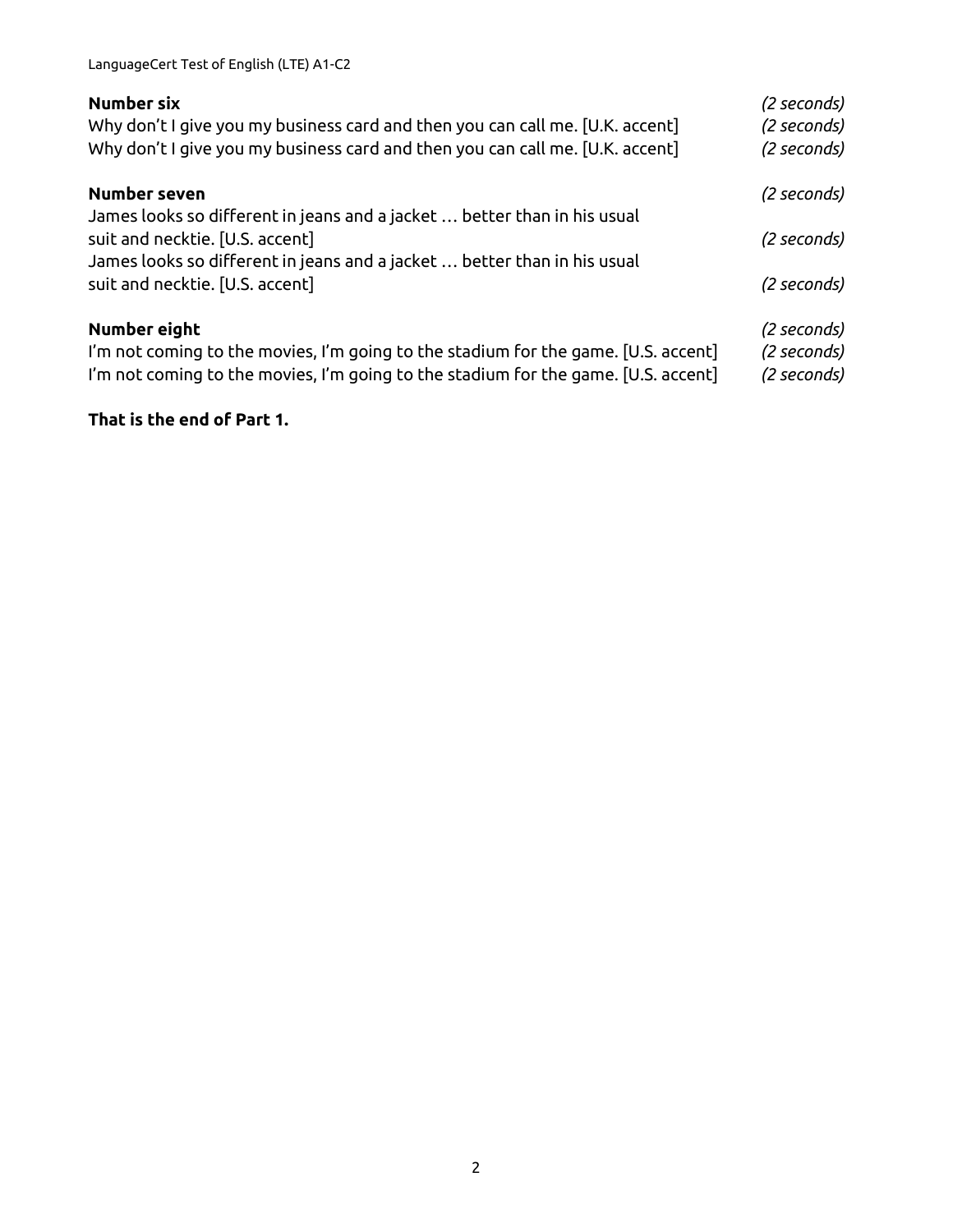**Number six** *(2 seconds)*
Why don't I give you my business card and then you can call me. [U.K. accent] *(2 seconds)*
Why don't I give you my business card and then you can call me. [U.K. accent] *(2 seconds)*

**Number seven** *(2 seconds)*
James looks so different in jeans and a jacket … better than in his usual suit and necktie. [U.S. accent] *(2 seconds)*
James looks so different in jeans and a jacket … better than in his usual suit and necktie. [U.S. accent] *(2 seconds)*

**Number eight** *(2 seconds)*
I'm not coming to the movies, I'm going to the stadium for the game. [U.S. accent] *(2 seconds)*
I'm not coming to the movies, I'm going to the stadium for the game. [U.S. accent] *(2 seconds)*

**That is the end of Part 1.**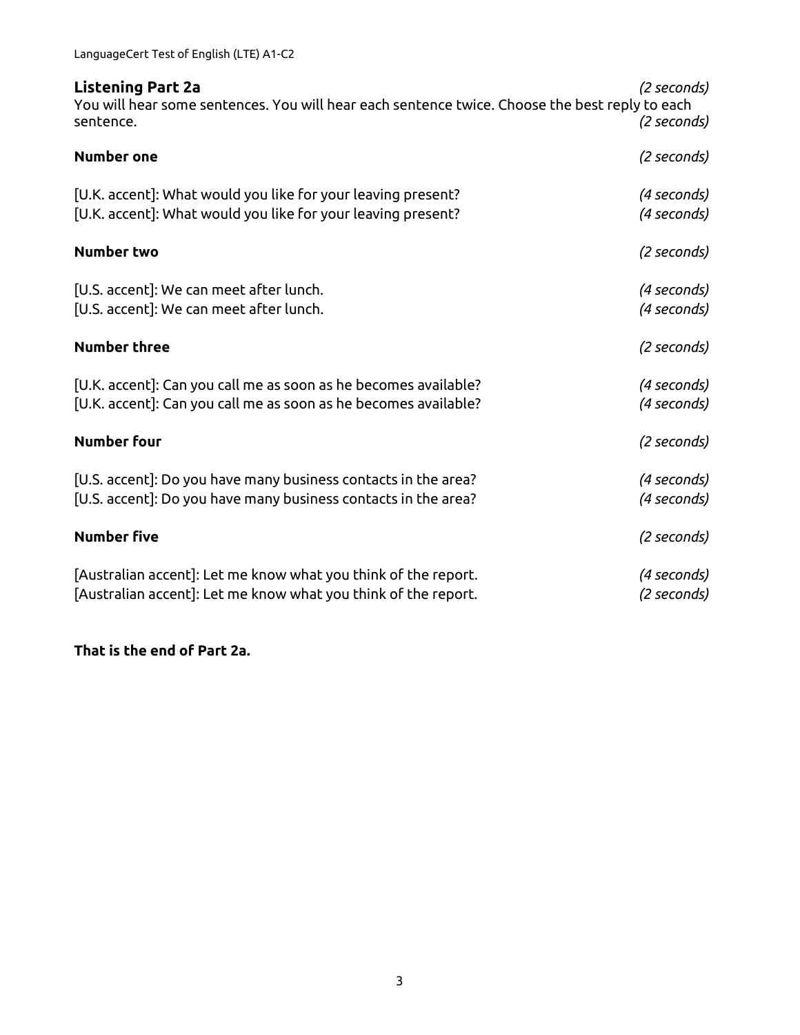## Listening Part 2a *(2 seconds)*

You will hear some sentences. You will hear each sentence twice. Choose the best reply to each sentence. *(2 seconds)*

**Number one** *(2 seconds)*

[U.K. accent]: What would you like for your leaving present? *(4 seconds)*
[U.K. accent]: What would you like for your leaving present? *(4 seconds)*

**Number two** *(2 seconds)*

[U.S. accent]: We can meet after lunch. *(4 seconds)*
[U.S. accent]: We can meet after lunch. *(4 seconds)*

**Number three** *(2 seconds)*

[U.K. accent]: Can you call me as soon as he becomes available? *(4 seconds)*
[U.K. accent]: Can you call me as soon as he becomes available? *(4 seconds)*

**Number four** *(2 seconds)*

[U.S. accent]: Do you have many business contacts in the area? *(4 seconds)*
[U.S. accent]: Do you have many business contacts in the area? *(4 seconds)*

**Number five** *(2 seconds)*

[Australian accent]: Let me know what you think of the report. *(4 seconds)*
[Australian accent]: Let me know what you think of the report. *(2 seconds)*

**That is the end of Part 2a.**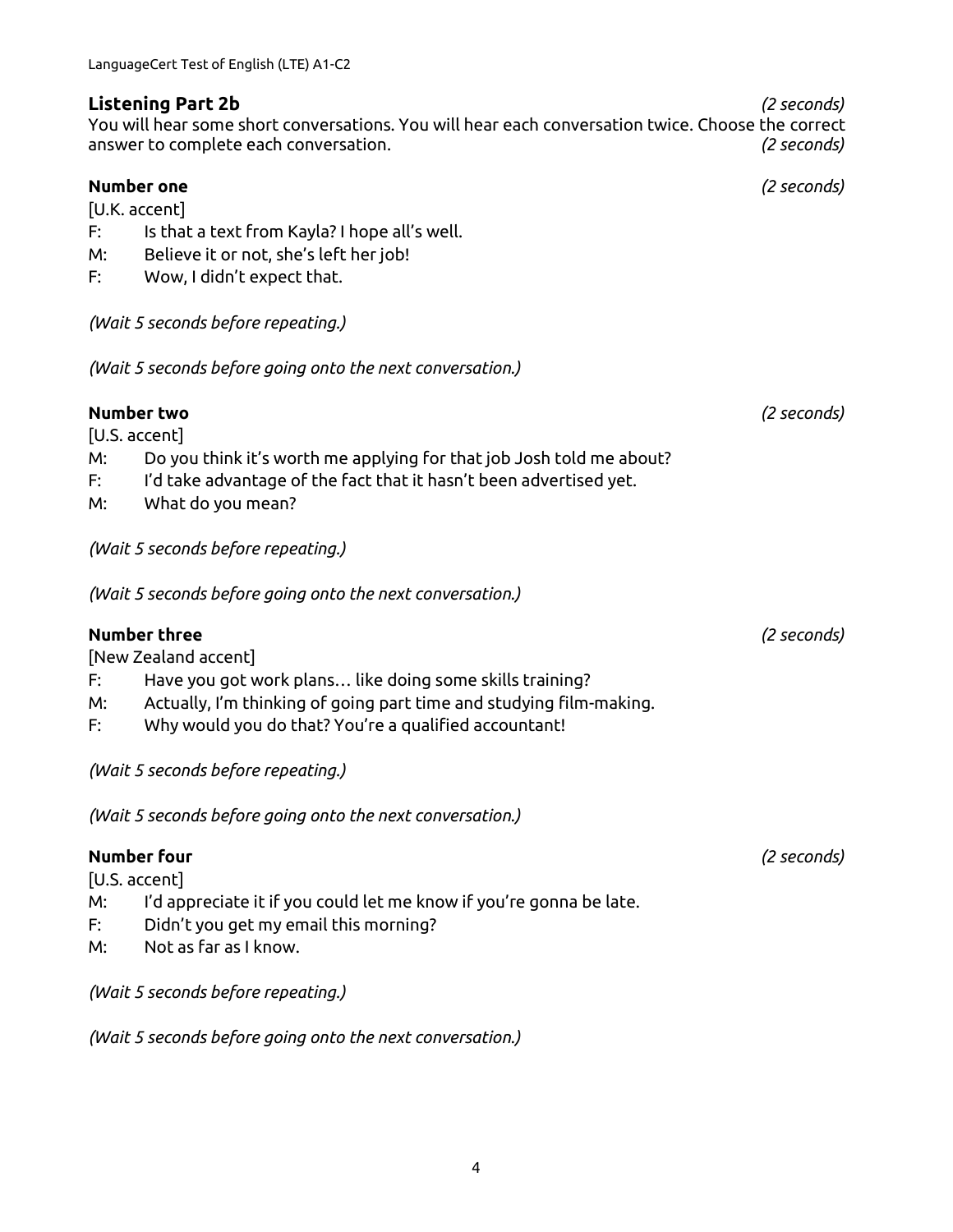## Listening Part 2b

*(2 seconds)*

You will hear some short conversations. You will hear each conversation twice. Choose the correct answer to complete each conversation. *(2 seconds)*

**Number one** *(2 seconds)*

[U.K. accent]

F: Is that a text from Kayla? I hope all's well.

M: Believe it or not, she's left her job!

F: Wow, I didn't expect that.

*(Wait 5 seconds before repeating.)*

*(Wait 5 seconds before going onto the next conversation.)*

**Number two** *(2 seconds)*

[U.S. accent]

M: Do you think it's worth me applying for that job Josh told me about?

F: I'd take advantage of the fact that it hasn't been advertised yet.

M: What do you mean?

*(Wait 5 seconds before repeating.)*

*(Wait 5 seconds before going onto the next conversation.)*

**Number three** *(2 seconds)*

[New Zealand accent]

F: Have you got work plans… like doing some skills training?

M: Actually, I'm thinking of going part time and studying film-making.

F: Why would you do that? You're a qualified accountant!

*(Wait 5 seconds before repeating.)*

*(Wait 5 seconds before going onto the next conversation.)*

**Number four** *(2 seconds)*

[U.S. accent]

M: I'd appreciate it if you could let me know if you're gonna be late.

F: Didn't you get my email this morning?

M: Not as far as I know.

*(Wait 5 seconds before repeating.)*

*(Wait 5 seconds before going onto the next conversation.)*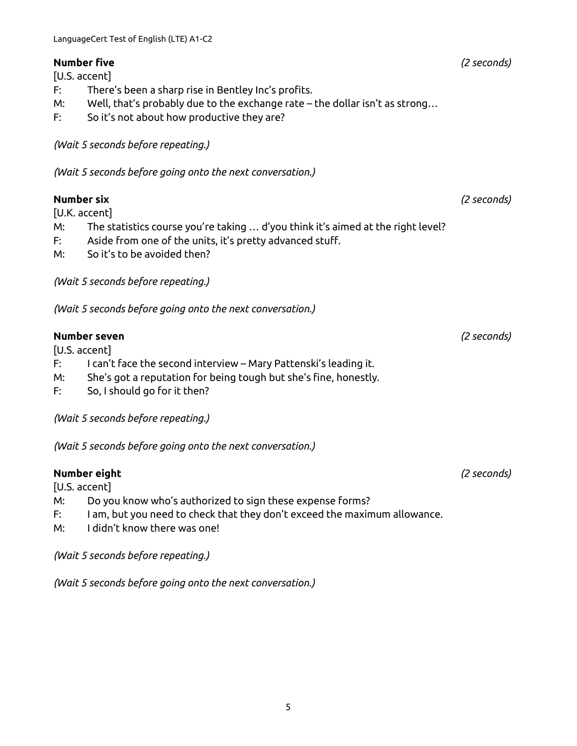**Number five** *(2 seconds)*

[U.S. accent]

F: There's been a sharp rise in Bentley Inc's profits.
M: Well, that's probably due to the exchange rate – the dollar isn't as strong…
F: So it's not about how productive they are?

*(Wait 5 seconds before repeating.)*

*(Wait 5 seconds before going onto the next conversation.)*

**Number six** *(2 seconds)*

[U.K. accent]

M: The statistics course you're taking … d'you think it's aimed at the right level?
F: Aside from one of the units, it's pretty advanced stuff.
M: So it's to be avoided then?

*(Wait 5 seconds before repeating.)*

*(Wait 5 seconds before going onto the next conversation.)*

**Number seven** *(2 seconds)*

[U.S. accent]

F: I can't face the second interview – Mary Pattenski's leading it.
M: She's got a reputation for being tough but she's fine, honestly.
F: So, I should go for it then?

*(Wait 5 seconds before repeating.)*

*(Wait 5 seconds before going onto the next conversation.)*

**Number eight** *(2 seconds)*

[U.S. accent]

M: Do you know who's authorized to sign these expense forms?
F: I am, but you need to check that they don't exceed the maximum allowance.
M: I didn't know there was one!

*(Wait 5 seconds before repeating.)*

*(Wait 5 seconds before going onto the next conversation.)*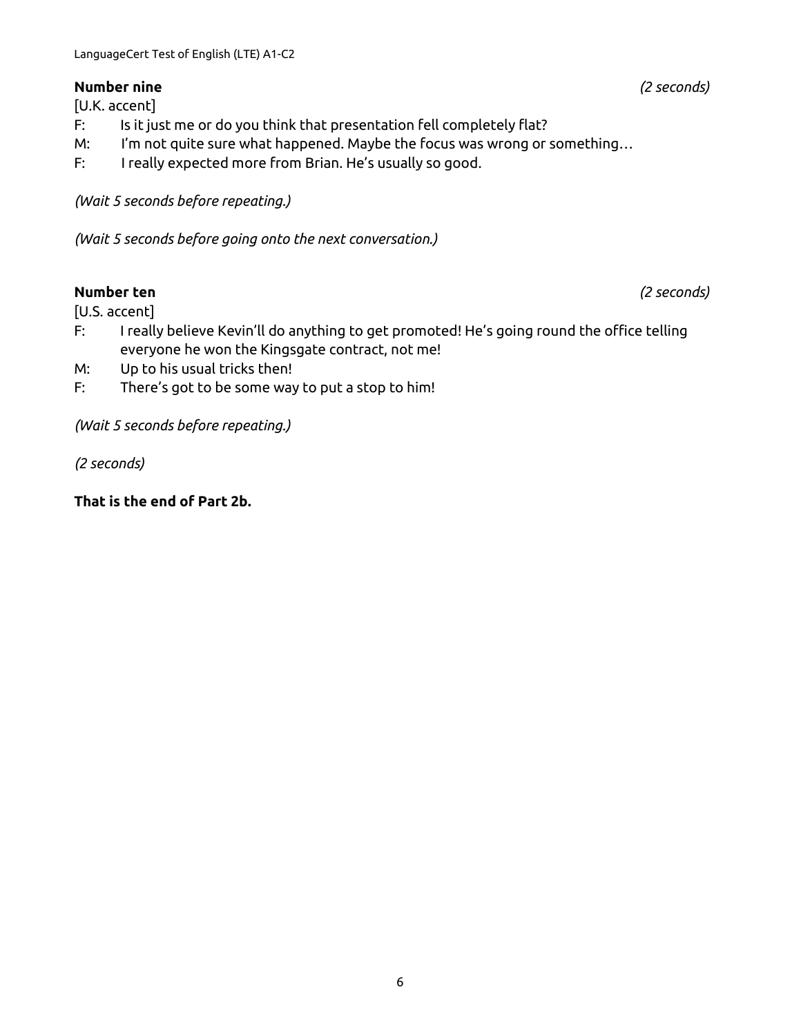**Number nine** *(2 seconds)*

[U.K. accent]

F: Is it just me or do you think that presentation fell completely flat?

M: I'm not quite sure what happened. Maybe the focus was wrong or something…

F: I really expected more from Brian. He's usually so good.

*(Wait 5 seconds before repeating.)*

*(Wait 5 seconds before going onto the next conversation.)*

**Number ten** *(2 seconds)*

[U.S. accent]

F: I really believe Kevin'll do anything to get promoted! He's going round the office telling everyone he won the Kingsgate contract, not me!

M: Up to his usual tricks then!

F: There's got to be some way to put a stop to him!

*(Wait 5 seconds before repeating.)*

*(2 seconds)*

**That is the end of Part 2b.**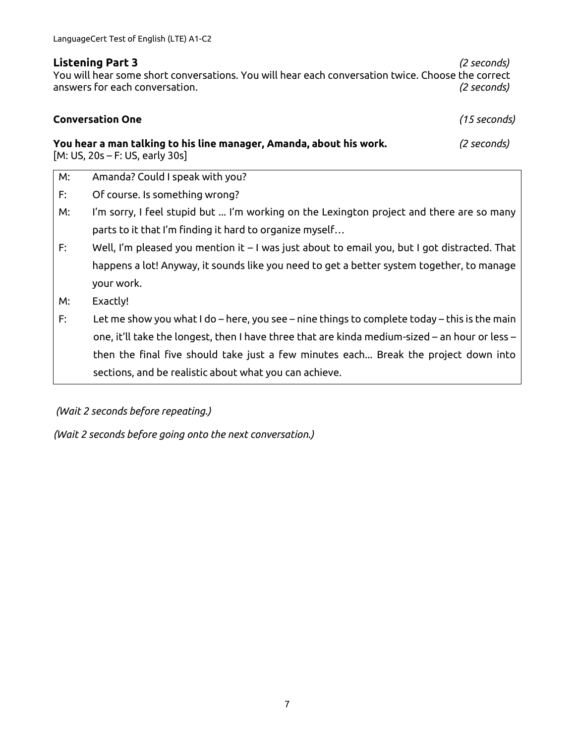## Listening Part 3

*(2 seconds)*

You will hear some short conversations. You will hear each conversation twice. Choose the correct answers for each conversation. *(2 seconds)*

### Conversation One

*(15 seconds)*

**You hear a man talking to his line manager, Amanda, about his work.** *(2 seconds)*

[M: US, 20s – F: US, early 30s]

| | |
|---|---|
| M: | Amanda? Could I speak with you? |
| F: | Of course. Is something wrong? |
| M: | I'm sorry, I feel stupid but ... I'm working on the Lexington project and there are so many parts to it that I'm finding it hard to organize myself… |
| F: | Well, I'm pleased you mention it – I was just about to email you, but I got distracted. That happens a lot! Anyway, it sounds like you need to get a better system together, to manage your work. |
| M: | Exactly! |
| F: | Let me show you what I do – here, you see – nine things to complete today – this is the main one, it'll take the longest, then I have three that are kinda medium-sized – an hour or less – then the final five should take just a few minutes each... Break the project down into sections, and be realistic about what you can achieve. |

*(Wait 2 seconds before repeating.)*

*(Wait 2 seconds before going onto the next conversation.)*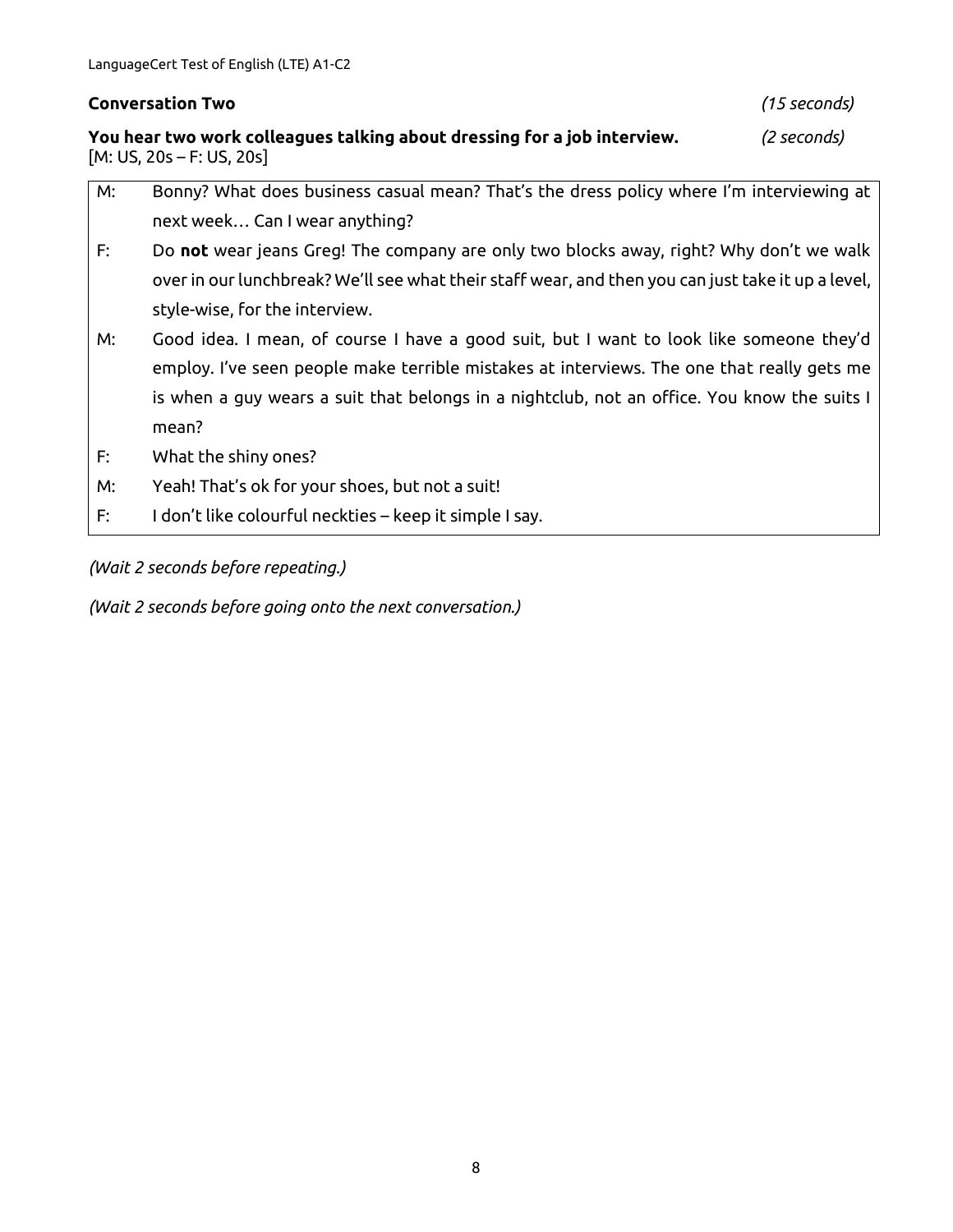**Conversation Two** *(15 seconds)*

**You hear two work colleagues talking about dressing for a job interview.** *(2 seconds)*
[M: US, 20s – F: US, 20s]

| | |
|---|---|
| M: | Bonny? What does business casual mean? That's the dress policy where I'm interviewing at next week… Can I wear anything? |
| F: | Do **not** wear jeans Greg! The company are only two blocks away, right? Why don't we walk over in our lunchbreak? We'll see what their staff wear, and then you can just take it up a level, style-wise, for the interview. |
| M: | Good idea. I mean, of course I have a good suit, but I want to look like someone they'd employ. I've seen people make terrible mistakes at interviews. The one that really gets me is when a guy wears a suit that belongs in a nightclub, not an office. You know the suits I mean? |
| F: | What the shiny ones? |
| M: | Yeah! That's ok for your shoes, but not a suit! |
| F: | I don't like colourful neckties – keep it simple I say. |

*(Wait 2 seconds before repeating.)*

*(Wait 2 seconds before going onto the next conversation.)*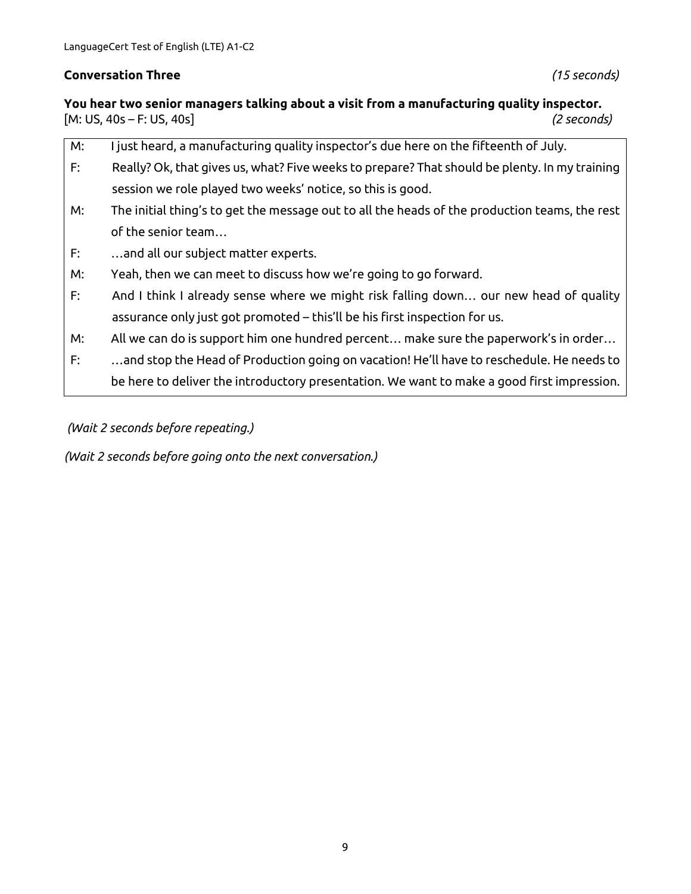**Conversation Three** *(15 seconds)*

**You hear two senior managers talking about a visit from a manufacturing quality inspector.**
[M: US, 40s – F: US, 40s] *(2 seconds)*

| | |
|---|---|
| M: | I just heard, a manufacturing quality inspector's due here on the fifteenth of July. |
| F: | Really? Ok, that gives us, what? Five weeks to prepare? That should be plenty. In my training session we role played two weeks' notice, so this is good. |
| M: | The initial thing's to get the message out to all the heads of the production teams, the rest of the senior team… |
| F: | …and all our subject matter experts. |
| M: | Yeah, then we can meet to discuss how we're going to go forward. |
| F: | And I think I already sense where we might risk falling down… our new head of quality assurance only just got promoted – this'll be his first inspection for us. |
| M: | All we can do is support him one hundred percent… make sure the paperwork's in order… |
| F: | …and stop the Head of Production going on vacation! He'll have to reschedule. He needs to be here to deliver the introductory presentation. We want to make a good first impression. |

*(Wait 2 seconds before repeating.)*

*(Wait 2 seconds before going onto the next conversation.)*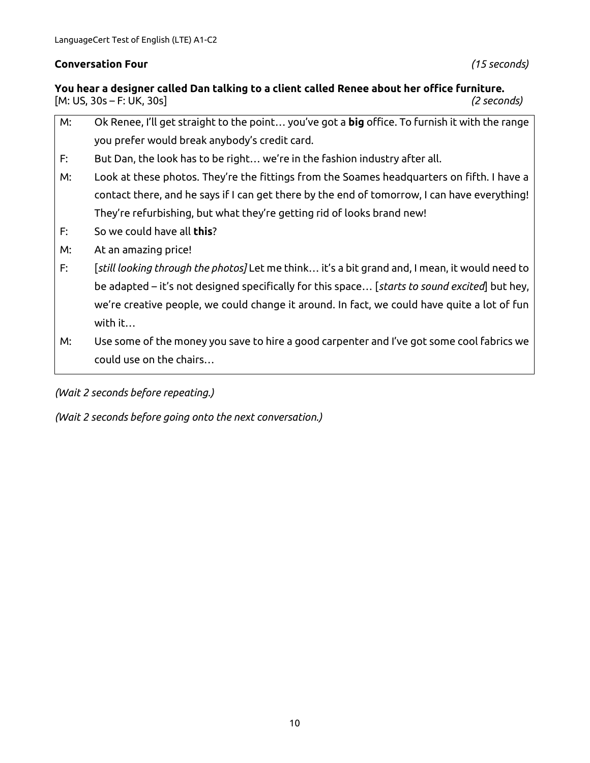**Conversation Four** *(15 seconds)*

**You hear a designer called Dan talking to a client called Renee about her office furniture.**
[M: US, 30s – F: UK, 30s] *(2 seconds)*

| | |
|---|---|
| M: | Ok Renee, I'll get straight to the point… you've got a **big** office. To furnish it with the range you prefer would break anybody's credit card. |
| F: | But Dan, the look has to be right… we're in the fashion industry after all. |
| M: | Look at these photos. They're the fittings from the Soames headquarters on fifth. I have a contact there, and he says if I can get there by the end of tomorrow, I can have everything! They're refurbishing, but what they're getting rid of looks brand new! |
| F: | So we could have all **this**? |
| M: | At an amazing price! |
| F: | [*still looking through the photos]* Let me think… it's a bit grand and, I mean, it would need to be adapted – it's not designed specifically for this space… [*starts to sound excited*] but hey, we're creative people, we could change it around. In fact, we could have quite a lot of fun with it… |
| M: | Use some of the money you save to hire a good carpenter and I've got some cool fabrics we could use on the chairs… |

*(Wait 2 seconds before repeating.)*

*(Wait 2 seconds before going onto the next conversation.)*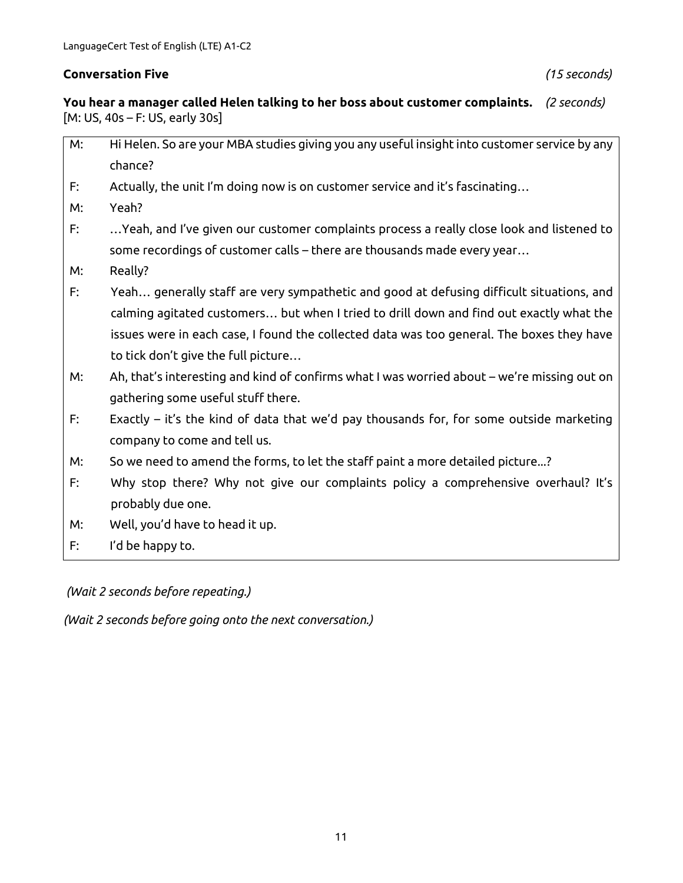**Conversation Five** *(15 seconds)*

**You hear a manager called Helen talking to her boss about customer complaints.** *(2 seconds)*
[M: US, 40s – F: US, early 30s]

| | |
|---|---|
| M: | Hi Helen. So are your MBA studies giving you any useful insight into customer service by any chance? |
| F: | Actually, the unit I'm doing now is on customer service and it's fascinating… |
| M: | Yeah? |
| F: | …Yeah, and I've given our customer complaints process a really close look and listened to some recordings of customer calls – there are thousands made every year… |
| M: | Really? |
| F: | Yeah… generally staff are very sympathetic and good at defusing difficult situations, and calming agitated customers… but when I tried to drill down and find out exactly what the issues were in each case, I found the collected data was too general. The boxes they have to tick don't give the full picture… |
| M: | Ah, that's interesting and kind of confirms what I was worried about – we're missing out on gathering some useful stuff there. |
| F: | Exactly – it's the kind of data that we'd pay thousands for, for some outside marketing company to come and tell us. |
| M: | So we need to amend the forms, to let the staff paint a more detailed picture...? |
| F: | Why stop there? Why not give our complaints policy a comprehensive overhaul? It's probably due one. |
| M: | Well, you'd have to head it up. |
| F: | I'd be happy to. |

*(Wait 2 seconds before repeating.)*

*(Wait 2 seconds before going onto the next conversation.)*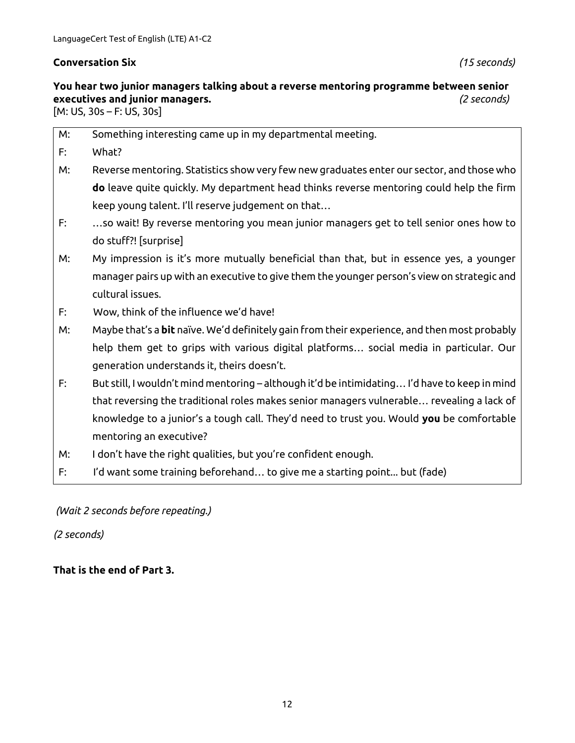**Conversation Six** *(15 seconds)*

**You hear two junior managers talking about a reverse mentoring programme between senior executives and junior managers.** *(2 seconds)*

[M: US, 30s – F: US, 30s]

| | |
|---|---|
| M: | Something interesting came up in my departmental meeting. |
| F: | What? |
| M: | Reverse mentoring. Statistics show very few new graduates enter our sector, and those who **do** leave quite quickly. My department head thinks reverse mentoring could help the firm keep young talent. I'll reserve judgement on that… |
| F: | …so wait! By reverse mentoring you mean junior managers get to tell senior ones how to do stuff?! [surprise] |
| M: | My impression is it's more mutually beneficial than that, but in essence yes, a younger manager pairs up with an executive to give them the younger person's view on strategic and cultural issues. |
| F: | Wow, think of the influence we'd have! |
| M: | Maybe that's a **bit** naïve. We'd definitely gain from their experience, and then most probably help them get to grips with various digital platforms… social media in particular. Our generation understands it, theirs doesn't. |
| F: | But still, I wouldn't mind mentoring – although it'd be intimidating… I'd have to keep in mind that reversing the traditional roles makes senior managers vulnerable… revealing a lack of knowledge to a junior's a tough call. They'd need to trust you. Would **you** be comfortable mentoring an executive? |
| M: | I don't have the right qualities, but you're confident enough. |
| F: | I'd want some training beforehand… to give me a starting point... but (fade) |

*(Wait 2 seconds before repeating.)*

*(2 seconds)*

**That is the end of Part 3.**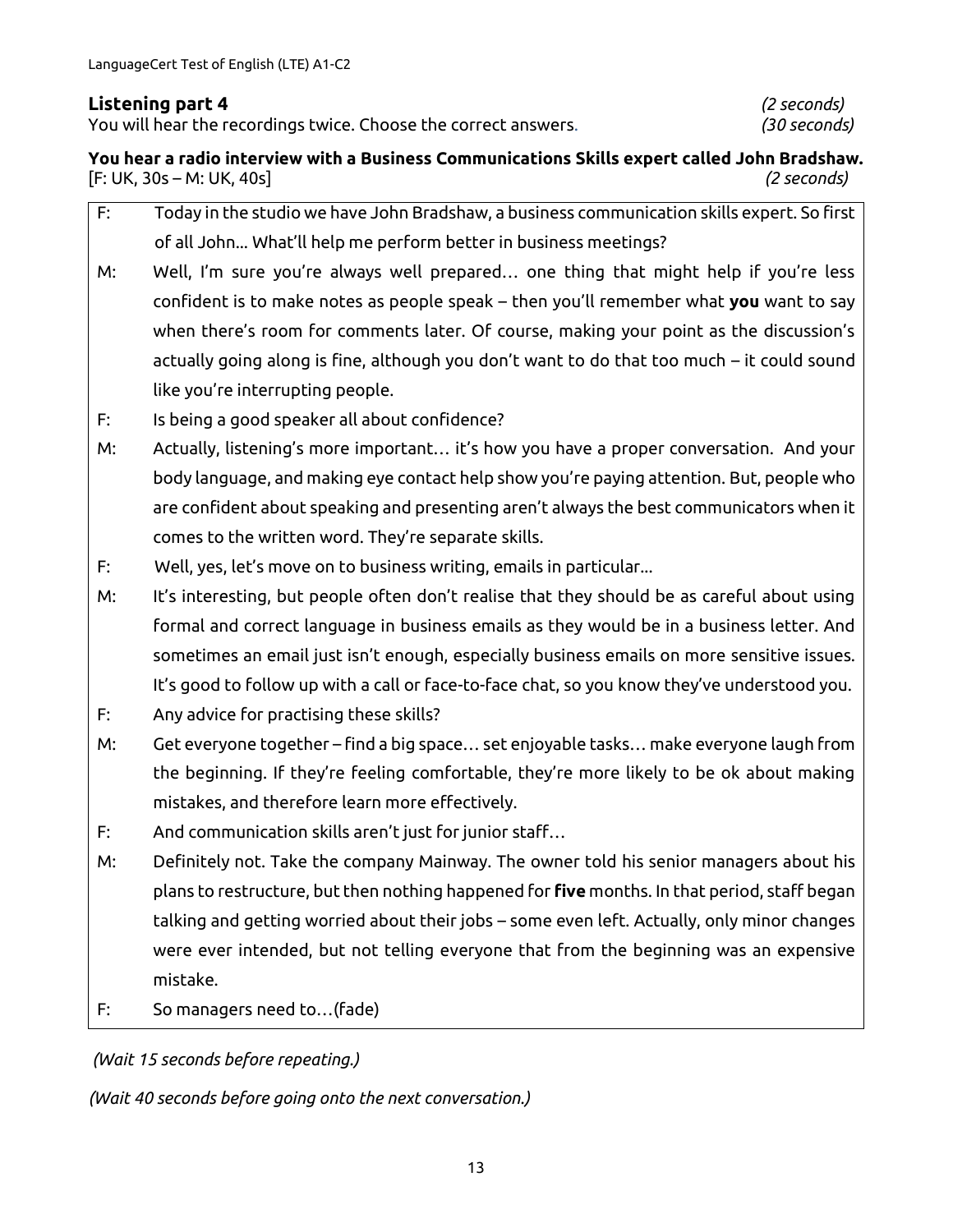## Listening part 4

*(2 seconds)*

You will hear the recordings twice. Choose the correct answers. *(30 seconds)*

**You hear a radio interview with a Business Communications Skills expert called John Bradshaw.**
[F: UK, 30s – M: UK, 40s] *(2 seconds)*

F: Today in the studio we have John Bradshaw, a business communication skills expert. So first of all John... What'll help me perform better in business meetings?

M: Well, I'm sure you're always well prepared… one thing that might help if you're less confident is to make notes as people speak – then you'll remember what **you** want to say when there's room for comments later. Of course, making your point as the discussion's actually going along is fine, although you don't want to do that too much – it could sound like you're interrupting people.

F: Is being a good speaker all about confidence?

M: Actually, listening's more important… it's how you have a proper conversation. And your body language, and making eye contact help show you're paying attention. But, people who are confident about speaking and presenting aren't always the best communicators when it comes to the written word. They're separate skills.

F: Well, yes, let's move on to business writing, emails in particular...

M: It's interesting, but people often don't realise that they should be as careful about using formal and correct language in business emails as they would be in a business letter. And sometimes an email just isn't enough, especially business emails on more sensitive issues. It's good to follow up with a call or face-to-face chat, so you know they've understood you.

F: Any advice for practising these skills?

M: Get everyone together – find a big space… set enjoyable tasks… make everyone laugh from the beginning. If they're feeling comfortable, they're more likely to be ok about making mistakes, and therefore learn more effectively.

F: And communication skills aren't just for junior staff…

M: Definitely not. Take the company Mainway. The owner told his senior managers about his plans to restructure, but then nothing happened for **five** months. In that period, staff began talking and getting worried about their jobs – some even left. Actually, only minor changes were ever intended, but not telling everyone that from the beginning was an expensive mistake.

F: So managers need to…(fade)

*(Wait 15 seconds before repeating.)*

*(Wait 40 seconds before going onto the next conversation.)*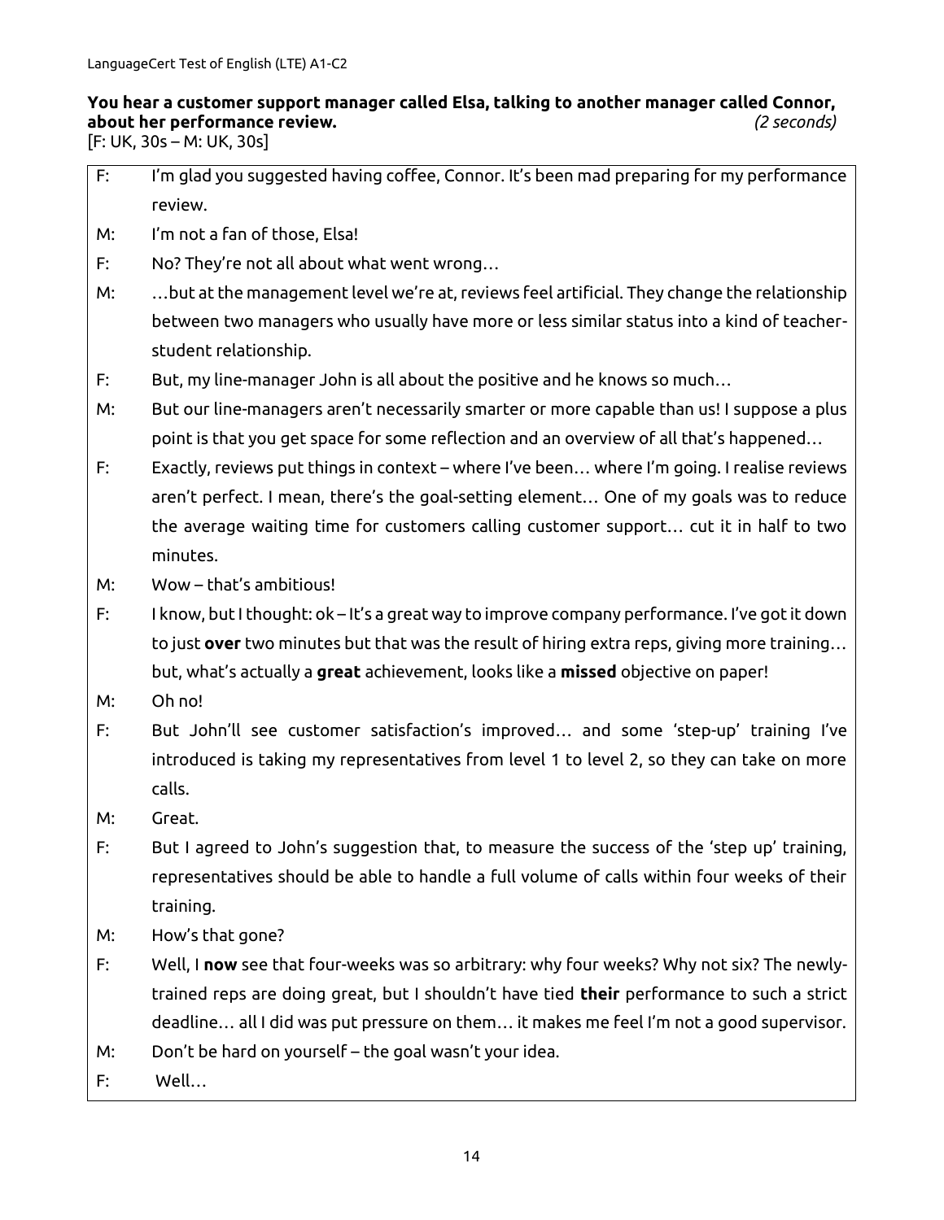**You hear a customer support manager called Elsa, talking to another manager called Connor, about her performance review.** *(2 seconds)*
[F: UK, 30s – M: UK, 30s]

| | |
|---|---|
| F: | I'm glad you suggested having coffee, Connor. It's been mad preparing for my performance review. |
| M: | I'm not a fan of those, Elsa! |
| F: | No? They're not all about what went wrong… |
| M: | …but at the management level we're at, reviews feel artificial. They change the relationship between two managers who usually have more or less similar status into a kind of teacher-student relationship. |
| F: | But, my line-manager John is all about the positive and he knows so much… |
| M: | But our line-managers aren't necessarily smarter or more capable than us! I suppose a plus point is that you get space for some reflection and an overview of all that's happened… |
| F: | Exactly, reviews put things in context – where I've been… where I'm going. I realise reviews aren't perfect. I mean, there's the goal-setting element… One of my goals was to reduce the average waiting time for customers calling customer support… cut it in half to two minutes. |
| M: | Wow – that's ambitious! |
| F: | I know, but I thought: ok – It's a great way to improve company performance. I've got it down to just **over** two minutes but that was the result of hiring extra reps, giving more training… but, what's actually a **great** achievement, looks like a **missed** objective on paper! |
| M: | Oh no! |
| F: | But John'll see customer satisfaction's improved… and some 'step-up' training I've introduced is taking my representatives from level 1 to level 2, so they can take on more calls. |
| M: | Great. |
| F: | But I agreed to John's suggestion that, to measure the success of the 'step up' training, representatives should be able to handle a full volume of calls within four weeks of their training. |
| M: | How's that gone? |
| F: | Well, I **now** see that four-weeks was so arbitrary: why four weeks? Why not six? The newly-trained reps are doing great, but I shouldn't have tied **their** performance to such a strict deadline… all I did was put pressure on them… it makes me feel I'm not a good supervisor. |
| M: | Don't be hard on yourself – the goal wasn't your idea. |
| F: | Well… |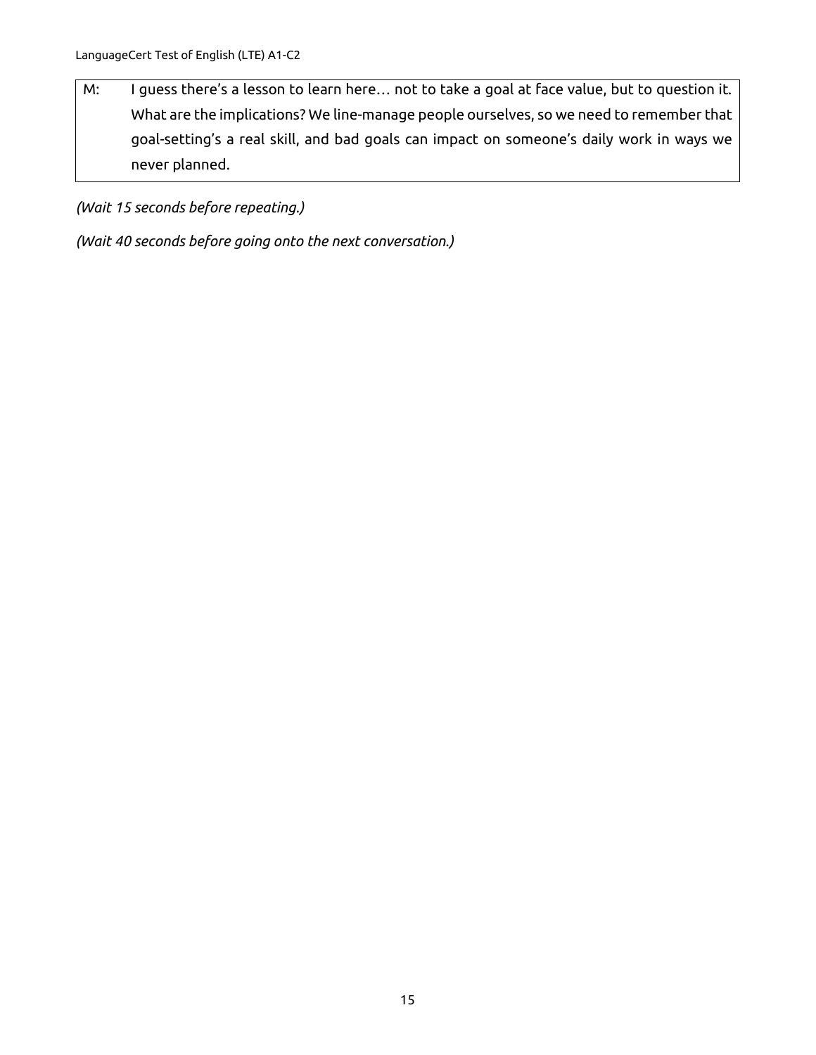| | |
|---|---|
| M: | I guess there's a lesson to learn here… not to take a goal at face value, but to question it. What are the implications? We line-manage people ourselves, so we need to remember that goal-setting's a real skill, and bad goals can impact on someone's daily work in ways we never planned. |

*(Wait 15 seconds before repeating.)*

*(Wait 40 seconds before going onto the next conversation.)*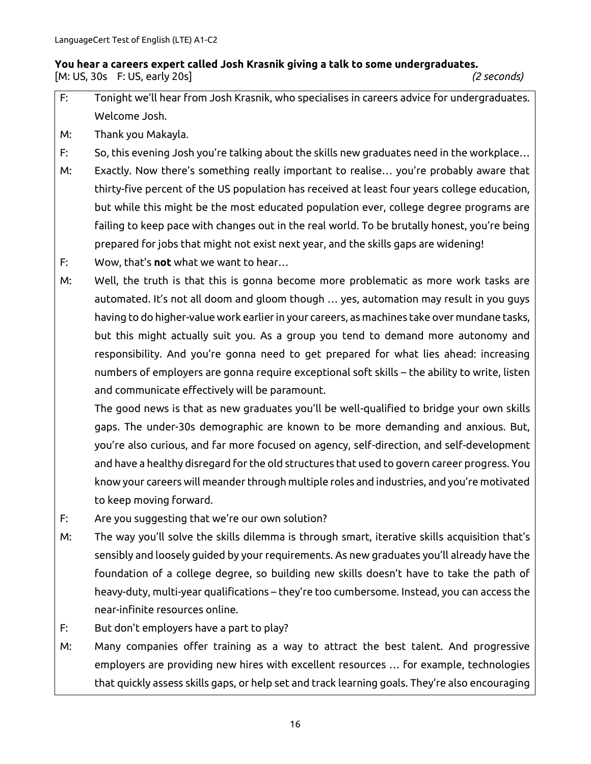**You hear a careers expert called Josh Krasnik giving a talk to some undergraduates.**

[M: US, 30s F: US, early 20s] *(2 seconds)*

F: Tonight we'll hear from Josh Krasnik, who specialises in careers advice for undergraduates. Welcome Josh.

M: Thank you Makayla.

F: So, this evening Josh you're talking about the skills new graduates need in the workplace…

M: Exactly. Now there's something really important to realise… you're probably aware that thirty-five percent of the US population has received at least four years college education, but while this might be the most educated population ever, college degree programs are failing to keep pace with changes out in the real world. To be brutally honest, you're being prepared for jobs that might not exist next year, and the skills gaps are widening!

F: Wow, that's **not** what we want to hear…

M: Well, the truth is that this is gonna become more problematic as more work tasks are automated. It's not all doom and gloom though … yes, automation may result in you guys having to do higher-value work earlier in your careers, as machines take over mundane tasks, but this might actually suit you. As a group you tend to demand more autonomy and responsibility. And you're gonna need to get prepared for what lies ahead: increasing numbers of employers are gonna require exceptional soft skills – the ability to write, listen and communicate effectively will be paramount.

The good news is that as new graduates you'll be well-qualified to bridge your own skills gaps. The under-30s demographic are known to be more demanding and anxious. But, you're also curious, and far more focused on agency, self-direction, and self-development and have a healthy disregard for the old structures that used to govern career progress. You know your careers will meander through multiple roles and industries, and you're motivated to keep moving forward.

F: Are you suggesting that we're our own solution?

M: The way you'll solve the skills dilemma is through smart, iterative skills acquisition that's sensibly and loosely guided by your requirements. As new graduates you'll already have the foundation of a college degree, so building new skills doesn't have to take the path of heavy-duty, multi-year qualifications – they're too cumbersome. Instead, you can access the near-infinite resources online.

F: But don't employers have a part to play?

M: Many companies offer training as a way to attract the best talent. And progressive employers are providing new hires with excellent resources … for example, technologies that quickly assess skills gaps, or help set and track learning goals. They're also encouraging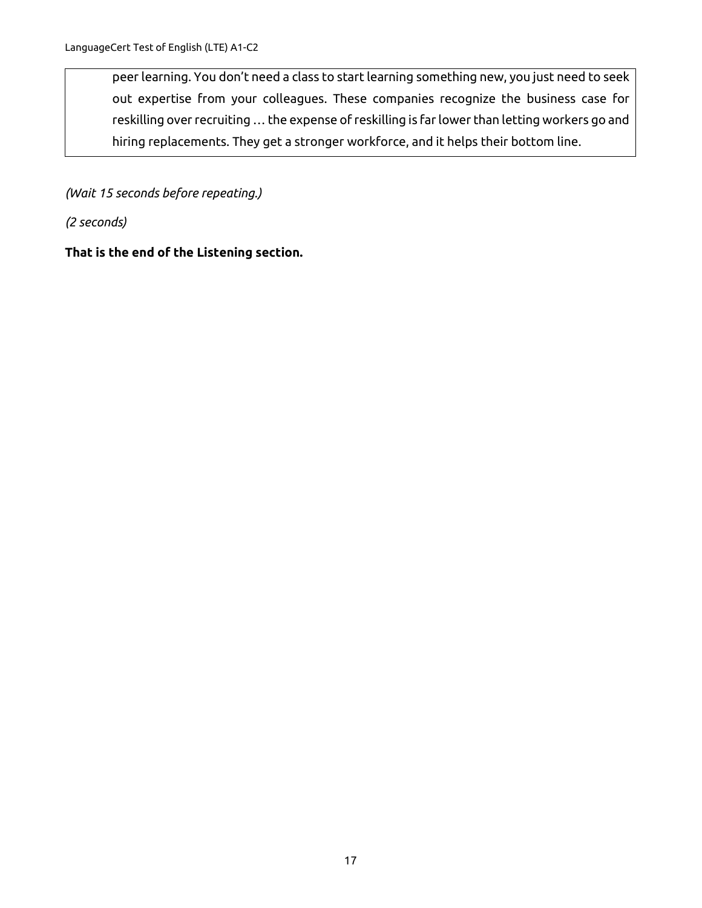peer learning. You don't need a class to start learning something new, you just need to seek out expertise from your colleagues. These companies recognize the business case for reskilling over recruiting … the expense of reskilling is far lower than letting workers go and hiring replacements. They get a stronger workforce, and it helps their bottom line.

*(Wait 15 seconds before repeating.)*

*(2 seconds)*

**That is the end of the Listening section.**